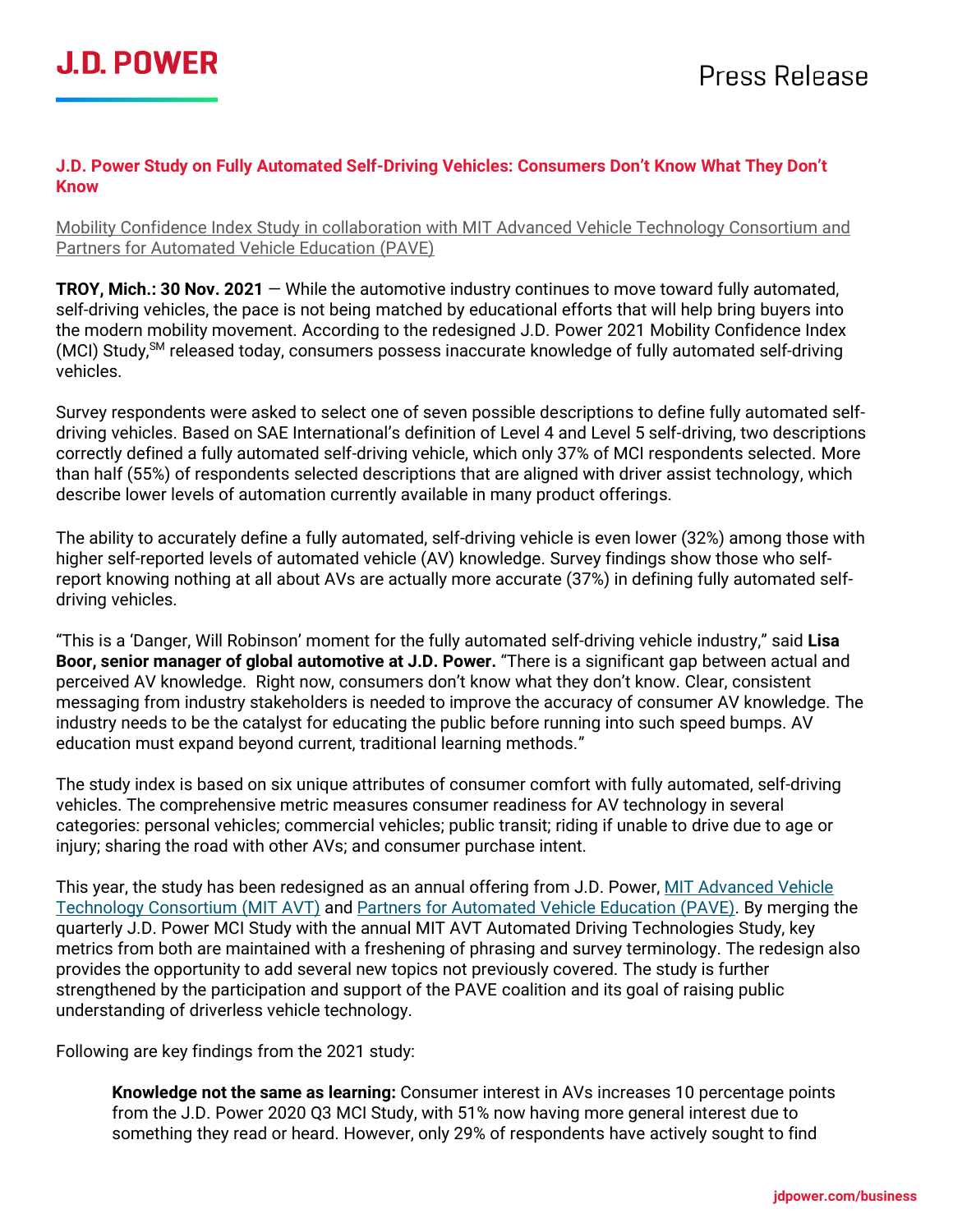J.D. POWER

Press Release

## J.D. Power Study on Fully Automated Self-Driving Vehicles: Consumers Don't Know What They Don't Know

Mobility Confidence Index Study in collaboration with MIT Advanced Vehicle Technology Consortium and Partners for Automated Vehicle Education (PAVE)

**TROY, Mich.: 30 Nov. 2021** — While the automotive industry continues to move toward fully automated, self-driving vehicles, the pace is not being matched by educational efforts that will help bring buyers into the modern mobility movement. According to the redesigned J.D. Power 2021 Mobility Confidence Index (MCI) Study,SM released today, consumers possess inaccurate knowledge of fully automated self-driving vehicles.

Survey respondents were asked to select one of seven possible descriptions to define fully automated self-driving vehicles. Based on SAE International's definition of Level 4 and Level 5 self-driving, two descriptions correctly defined a fully automated self-driving vehicle, which only 37% of MCI respondents selected. More than half (55%) of respondents selected descriptions that are aligned with driver assist technology, which describe lower levels of automation currently available in many product offerings.

The ability to accurately define a fully automated, self-driving vehicle is even lower (32%) among those with higher self-reported levels of automated vehicle (AV) knowledge. Survey findings show those who self-report knowing nothing at all about AVs are actually more accurate (37%) in defining fully automated self-driving vehicles.

"This is a 'Danger, Will Robinson' moment for the fully automated self-driving vehicle industry," said **Lisa Boor, senior manager of global automotive at J.D. Power.** "There is a significant gap between actual and perceived AV knowledge. Right now, consumers don't know what they don't know. Clear, consistent messaging from industry stakeholders is needed to improve the accuracy of consumer AV knowledge. The industry needs to be the catalyst for educating the public before running into such speed bumps. AV education must expand beyond current, traditional learning methods."

The study index is based on six unique attributes of consumer comfort with fully automated, self-driving vehicles. The comprehensive metric measures consumer readiness for AV technology in several categories: personal vehicles; commercial vehicles; public transit; riding if unable to drive due to age or injury; sharing the road with other AVs; and consumer purchase intent.

This year, the study has been redesigned as an annual offering from J.D. Power, MIT Advanced Vehicle Technology Consortium (MIT AVT) and Partners for Automated Vehicle Education (PAVE). By merging the quarterly J.D. Power MCI Study with the annual MIT AVT Automated Driving Technologies Study, key metrics from both are maintained with a freshening of phrasing and survey terminology. The redesign also provides the opportunity to add several new topics not previously covered. The study is further strengthened by the participation and support of the PAVE coalition and its goal of raising public understanding of driverless vehicle technology.

Following are key findings from the 2021 study:

**Knowledge not the same as learning:** Consumer interest in AVs increases 10 percentage points from the J.D. Power 2020 Q3 MCI Study, with 51% now having more general interest due to something they read or heard. However, only 29% of respondents have actively sought to find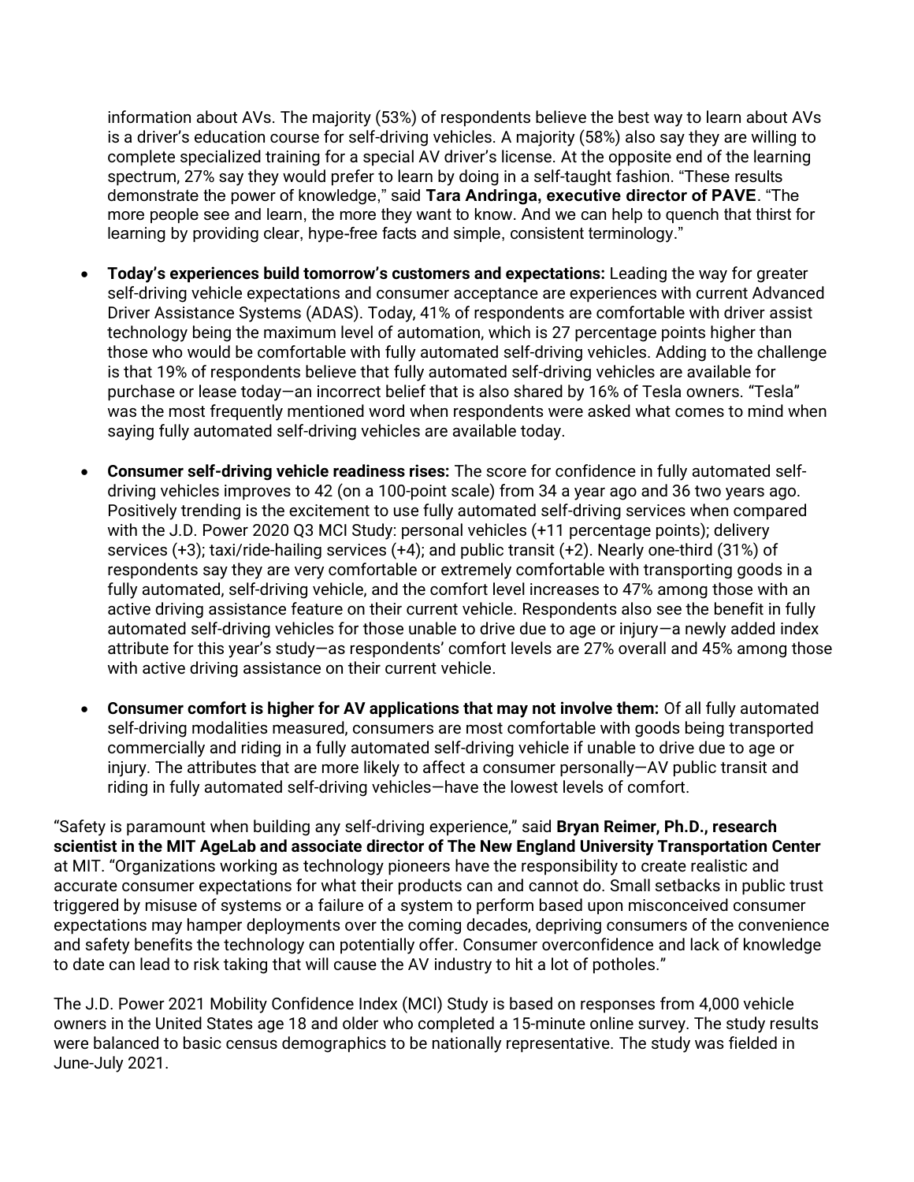information about AVs. The majority (53%) of respondents believe the best way to learn about AVs is a driver's education course for self-driving vehicles. A majority (58%) also say they are willing to complete specialized training for a special AV driver's license. At the opposite end of the learning spectrum, 27% say they would prefer to learn by doing in a self-taught fashion. "These results demonstrate the power of knowledge," said **Tara Andringa, executive director of PAVE**. "The more people see and learn, the more they want to know. And we can help to quench that thirst for learning by providing clear, hype-free facts and simple, consistent terminology."

- **Today's experiences build tomorrow's customers and expectations:** Leading the way for greater self-driving vehicle expectations and consumer acceptance are experiences with current Advanced Driver Assistance Systems (ADAS). Today, 41% of respondents are comfortable with driver assist technology being the maximum level of automation, which is 27 percentage points higher than those who would be comfortable with fully automated self-driving vehicles. Adding to the challenge is that 19% of respondents believe that fully automated self-driving vehicles are available for purchase or lease today—an incorrect belief that is also shared by 16% of Tesla owners. "Tesla" was the most frequently mentioned word when respondents were asked what comes to mind when saying fully automated self-driving vehicles are available today.

- **Consumer self-driving vehicle readiness rises:** The score for confidence in fully automated self-driving vehicles improves to 42 (on a 100-point scale) from 34 a year ago and 36 two years ago. Positively trending is the excitement to use fully automated self-driving services when compared with the J.D. Power 2020 Q3 MCI Study: personal vehicles (+11 percentage points); delivery services (+3); taxi/ride-hailing services (+4); and public transit (+2). Nearly one-third (31%) of respondents say they are very comfortable or extremely comfortable with transporting goods in a fully automated, self-driving vehicle, and the comfort level increases to 47% among those with an active driving assistance feature on their current vehicle. Respondents also see the benefit in fully automated self-driving vehicles for those unable to drive due to age or injury—a newly added index attribute for this year's study—as respondents' comfort levels are 27% overall and 45% among those with active driving assistance on their current vehicle.

- **Consumer comfort is higher for AV applications that may not involve them:** Of all fully automated self-driving modalities measured, consumers are most comfortable with goods being transported commercially and riding in a fully automated self-driving vehicle if unable to drive due to age or injury. The attributes that are more likely to affect a consumer personally—AV public transit and riding in fully automated self-driving vehicles—have the lowest levels of comfort.

"Safety is paramount when building any self-driving experience," said **Bryan Reimer, Ph.D., research scientist in the MIT AgeLab and associate director of The New England University Transportation Center** at MIT. "Organizations working as technology pioneers have the responsibility to create realistic and accurate consumer expectations for what their products can and cannot do. Small setbacks in public trust triggered by misuse of systems or a failure of a system to perform based upon misconceived consumer expectations may hamper deployments over the coming decades, depriving consumers of the convenience and safety benefits the technology can potentially offer. Consumer overconfidence and lack of knowledge to date can lead to risk taking that will cause the AV industry to hit a lot of potholes."

The J.D. Power 2021 Mobility Confidence Index (MCI) Study is based on responses from 4,000 vehicle owners in the United States age 18 and older who completed a 15-minute online survey. The study results were balanced to basic census demographics to be nationally representative. The study was fielded in June-July 2021.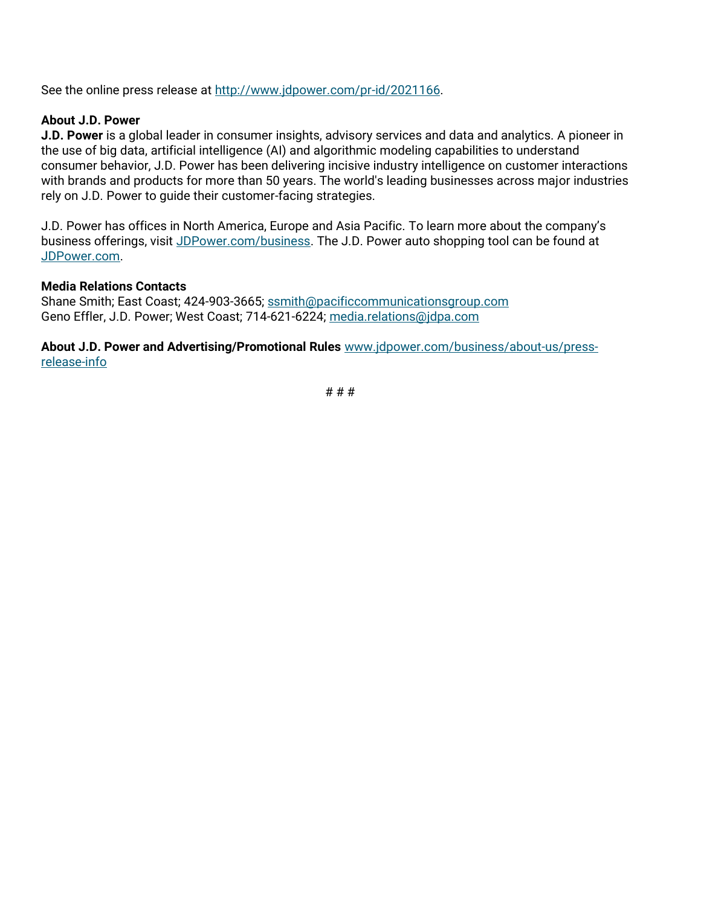See the online press release at http://www.jdpower.com/pr-id/2021166.

**About J.D. Power**
**J.D. Power** is a global leader in consumer insights, advisory services and data and analytics. A pioneer in the use of big data, artificial intelligence (AI) and algorithmic modeling capabilities to understand consumer behavior, J.D. Power has been delivering incisive industry intelligence on customer interactions with brands and products for more than 50 years. The world's leading businesses across major industries rely on J.D. Power to guide their customer-facing strategies.

J.D. Power has offices in North America, Europe and Asia Pacific. To learn more about the company's business offerings, visit JDPower.com/business. The J.D. Power auto shopping tool can be found at JDPower.com.

**Media Relations Contacts**
Shane Smith; East Coast; 424-903-3665; ssmith@pacificcommunicationsgroup.com
Geno Effler, J.D. Power; West Coast; 714-621-6224; media.relations@jdpa.com

**About J.D. Power and Advertising/Promotional Rules** www.jdpower.com/business/about-us/press-release-info

# # #